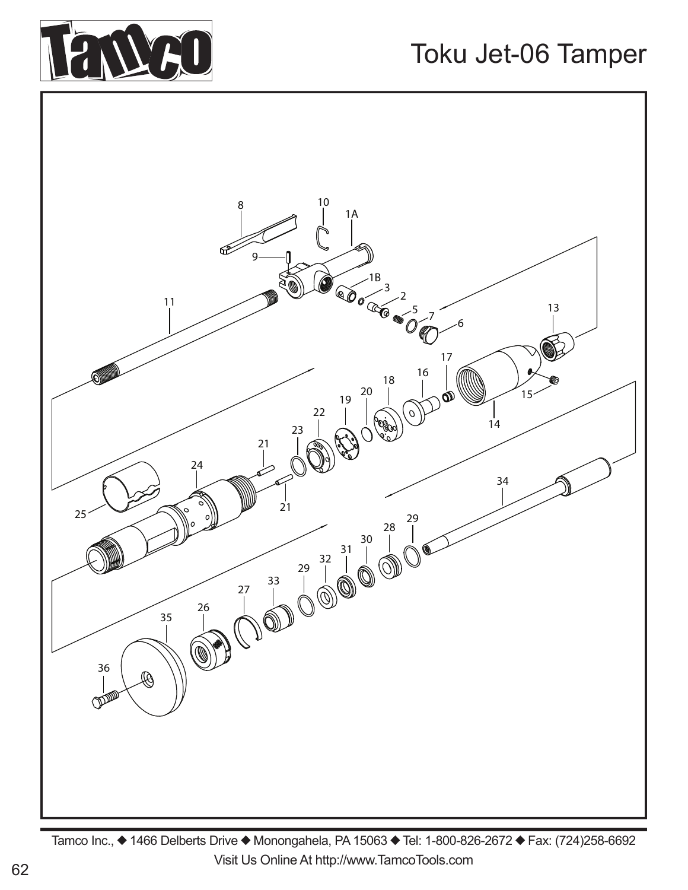# Toku Jet-06 Tamper

Tamco Inc., ◆ 1466 Delberts Drive ◆ Monongahela, PA 15063 ◆ Tel: 1-800-826-2672 ◆ Fax: (724)258-6692

Visit Us Online At http://www.TamcoTools.com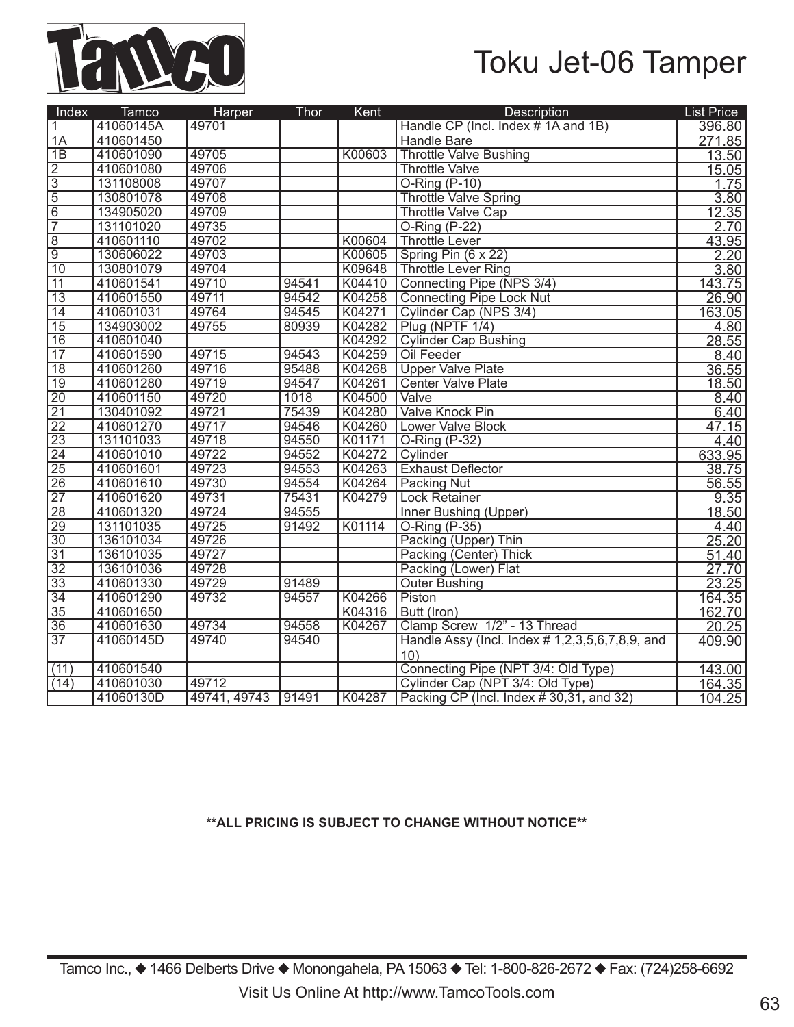# Toku Jet-06 Tamper

| Index | Tamco | Harper | Thor | Kent | Description | List Price |
|---|---|---|---|---|---|---|
| 1 | 41060145A | 49701 | | | Handle CP (Incl. Index # 1A and 1B) | 396.80 |
| 1A | 410601450 | | | | Handle Bare | 271.85 |
| 1B | 410601090 | 49705 | | K00603 | Throttle Valve Bushing | 13.50 |
| 2 | 410601080 | 49706 | | | Throttle Valve | 15.05 |
| 3 | 131108008 | 49707 | | | O-Ring (P-10) | 1.75 |
| 5 | 130801078 | 49708 | | | Throttle Valve Spring | 3.80 |
| 6 | 134905020 | 49709 | | | Throttle Valve Cap | 12.35 |
| 7 | 131101020 | 49735 | | | O-Ring (P-22) | 2.70 |
| 8 | 410601110 | 49702 | | K00604 | Throttle Lever | 43.95 |
| 9 | 130606022 | 49703 | | K00605 | Spring Pin (6 x 22) | 2.20 |
| 10 | 130801079 | 49704 | | K09648 | Throttle Lever Ring | 3.80 |
| 11 | 410601541 | 49710 | 94541 | K04410 | Connecting Pipe (NPS 3/4) | 143.75 |
| 13 | 410601550 | 49711 | 94542 | K04258 | Connecting Pipe Lock Nut | 26.90 |
| 14 | 410601031 | 49764 | 94545 | K04271 | Cylinder Cap (NPS 3/4) | 163.05 |
| 15 | 134903002 | 49755 | 80939 | K04282 | Plug (NPTF 1/4) | 4.80 |
| 16 | 410601040 | | | K04292 | Cylinder Cap Bushing | 28.55 |
| 17 | 410601590 | 49715 | 94543 | K04259 | Oil Feeder | 8.40 |
| 18 | 410601260 | 49716 | 95488 | K04268 | Upper Valve Plate | 36.55 |
| 19 | 410601280 | 49719 | 94547 | K04261 | Center Valve Plate | 18.50 |
| 20 | 410601150 | 49720 | 1018 | K04500 | Valve | 8.40 |
| 21 | 130401092 | 49721 | 75439 | K04280 | Valve Knock Pin | 6.40 |
| 22 | 410601270 | 49717 | 94546 | K04260 | Lower Valve Block | 47.15 |
| 23 | 131101033 | 49718 | 94550 | K01171 | O-Ring (P-32) | 4.40 |
| 24 | 410601010 | 49722 | 94552 | K04272 | Cylinder | 633.95 |
| 25 | 410601601 | 49723 | 94553 | K04263 | Exhaust Deflector | 38.75 |
| 26 | 410601610 | 49730 | 94554 | K04264 | Packing Nut | 56.55 |
| 27 | 410601620 | 49731 | 75431 | K04279 | Lock Retainer | 9.35 |
| 28 | 410601320 | 49724 | 94555 | | Inner Bushing (Upper) | 18.50 |
| 29 | 131101035 | 49725 | 91492 | K01114 | O-Ring (P-35) | 4.40 |
| 30 | 136101034 | 49726 | | | Packing (Upper) Thin | 25.20 |
| 31 | 136101035 | 49727 | | | Packing (Center) Thick | 51.40 |
| 32 | 136101036 | 49728 | | | Packing (Lower) Flat | 27.70 |
| 33 | 410601330 | 49729 | 91489 | | Outer Bushing | 23.25 |
| 34 | 410601290 | 49732 | 94557 | K04266 | Piston | 164.35 |
| 35 | 410601650 | | | K04316 | Butt (Iron) | 162.70 |
| 36 | 410601630 | 49734 | 94558 | K04267 | Clamp Screw 1/2" - 13 Thread | 20.25 |
| 37 | 41060145D | 49740 | 94540 | | Handle Assy (Incl. Index # 1,2,3,5,6,7,8,9, and 10) | 409.90 |
| (11) | 410601540 | | | | Connecting Pipe (NPT 3/4: Old Type) | 143.00 |
| (14) | 410601030 | 49712 | | | Cylinder Cap (NPT 3/4: Old Type) | 164.35 |
| | 41060130D | 49741, 49743 | 91491 | K04287 | Packing CP (Incl. Index # 30,31, and 32) | 104.25 |

**\*\*ALL PRICING IS SUBJECT TO CHANGE WITHOUT NOTICE\*\***

Tamco Inc., ◆ 1466 Delberts Drive ◆ Monongahela, PA 15063 ◆ Tel: 1-800-826-2672 ◆ Fax: (724)258-6692

Visit Us Online At http://www.TamcoTools.com